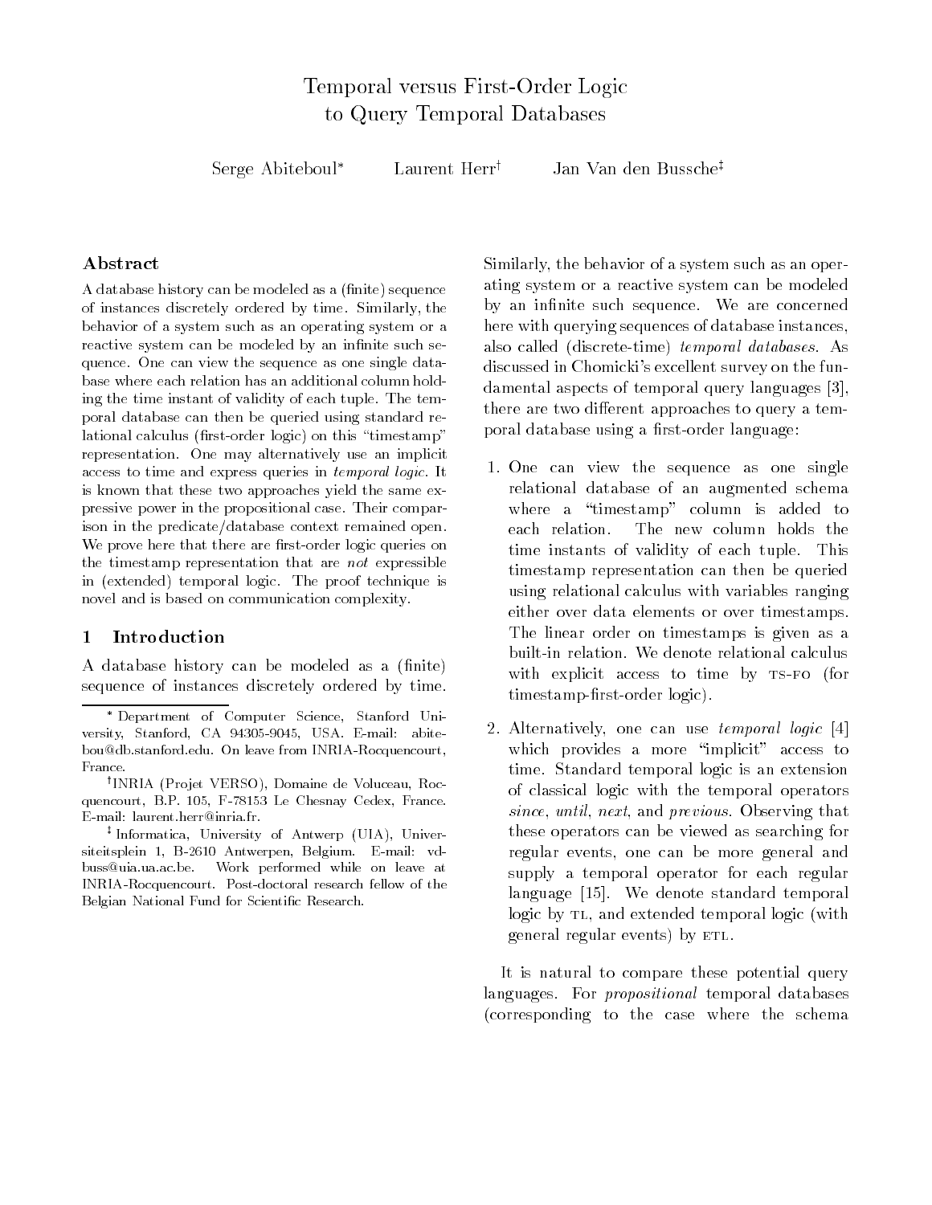# Temporal versus First-Order Logic to Query Temporal Databases

Serge Abiteboul* Laurent Herr† Jan Van den Bussche‡

## Abstract

A database history can be modeled as a (finite) sequence of instances discretely ordered by time. Similarly, the behavior of a system such as an operating system or a reactive system can be modeled by an infinite such sequence. One can view the sequence as one single database where each relation has an additional column holding the time instant of validity of each tuple. The temporal database can then be queried using standard relational calculus (first-order logic) on this "timestamp" representation. One may alternatively use an implicit access to time and express queries in *temporal logic*. It is known that these two approaches yield the same expressive power in the propositional case. Their comparison in the predicate/database context remained open. We prove here that there are first-order logic queries on the timestamp representation that are *not* expressible in (extended) temporal logic. The proof technique is novel and is based on communication complexity.

## 1 Introduction

A database history can be modeled as a (finite) sequence of instances discretely ordered by time. Similarly, the behavior of a system such as an operating system or a reactive system can be modeled by an infinite such sequence. We are concerned here with querying sequences of database instances, also called (discrete-time) *temporal databases*. As discussed in Chomicki's excellent survey on the fundamental aspects of temporal query languages [3], there are two different approaches to query a temporal database using a first-order language:

1. One can view the sequence as one single relational database of an augmented schema where a "timestamp" column is added to each relation. The new column holds the time instants of validity of each tuple. This timestamp representation can then be queried using relational calculus with variables ranging either over data elements or over timestamps. The linear order on timestamps is given as a built-in relation. We denote relational calculus with explicit access to time by TS-FO (for timestamp-first-order logic).

2. Alternatively, one can use *temporal logic* [4] which provides a more "implicit" access to time. Standard temporal logic is an extension of classical logic with the temporal operators *since*, *until*, *next*, and *previous*. Observing that these operators can be viewed as searching for regular events, one can be more general and supply a temporal operator for each regular language [15]. We denote standard temporal logic by TL, and extended temporal logic (with general regular events) by ETL.

It is natural to compare these potential query languages. For *propositional* temporal databases (corresponding to the case where the schema

---

\* Department of Computer Science, Stanford University, Stanford, CA 94305-9045, USA. E-mail: abitebou@db.stanford.edu. On leave from INRIA-Rocquencourt, France.

† INRIA (Projet VERSO), Domaine de Voluceau, Rocquencourt, B.P. 105, F-78153 Le Chesnay Cedex, France. E-mail: laurent.herr@inria.fr.

‡ Informatica, University of Antwerp (UIA), Universiteitsplein 1, B-2610 Antwerpen, Belgium. E-mail: vdbuss@uia.ua.ac.be. Work performed while on leave at INRIA-Rocquencourt. Post-doctoral research fellow of the Belgian National Fund for Scientific Research.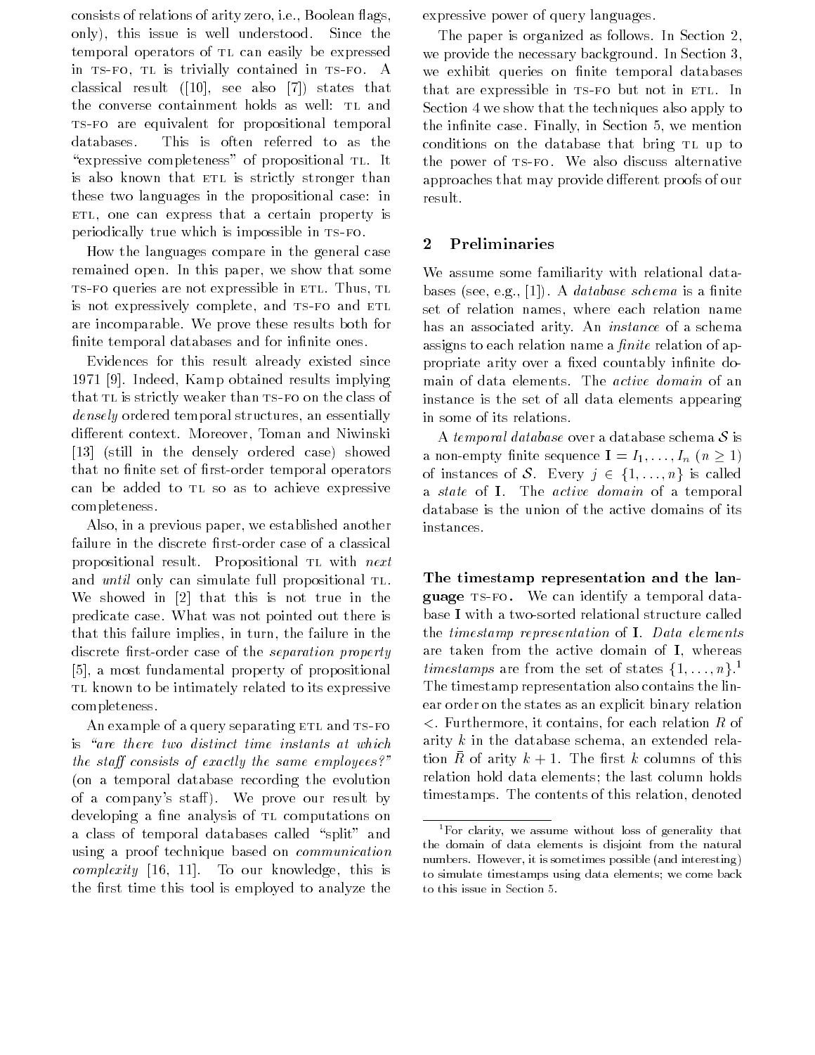consists of relations of arity zero, i.e., Boolean flags, only), this issue is well understood. Since the temporal operators of TL can easily be expressed in TS-FO, TL is trivially contained in TS-FO. A classical result ([10], see also [7]) states that the converse containment holds as well: TL and TS-FO are equivalent for propositional temporal databases. This is often referred to as the "expressive completeness" of propositional TL. It is also known that ETL is strictly stronger than these two languages in the propositional case: in ETL, one can express that a certain property is periodically true which is impossible in TS-FO.

How the languages compare in the general case remained open. In this paper, we show that some TS-FO queries are not expressible in ETL. Thus, TL is not expressively complete, and TS-FO and ETL are incomparable. We prove these results both for finite temporal databases and for infinite ones.

Evidences for this result already existed since 1971 [9]. Indeed, Kamp obtained results implying that TL is strictly weaker than TS-FO on the class of *densely* ordered temporal structures, an essentially different context. Moreover, Toman and Niwinski [13] (still in the densely ordered case) showed that no finite set of first-order temporal operators can be added to TL so as to achieve expressive completeness.

Also, in a previous paper, we established another failure in the discrete first-order case of a classical propositional result. Propositional TL with *next* and *until* only can simulate full propositional TL. We showed in [2] that this is not true in the predicate case. What was not pointed out there is that this failure implies, in turn, the failure in the discrete first-order case of the *separation property* [5], a most fundamental property of propositional TL known to be intimately related to its expressive completeness.

An example of a query separating ETL and TS-FO is *"are there two distinct time instants at which the staff consists of exactly the same employees?"* (on a temporal database recording the evolution of a company's staff). We prove our result by developing a fine analysis of TL computations on a class of temporal databases called "split" and using a proof technique based on *communication complexity* [16, 11]. To our knowledge, this is the first time this tool is employed to analyze the expressive power of query languages.

The paper is organized as follows. In Section 2, we provide the necessary background. In Section 3, we exhibit queries on finite temporal databases that are expressible in TS-FO but not in ETL. In Section 4 we show that the techniques also apply to the infinite case. Finally, in Section 5, we mention conditions on the database that bring TL up to the power of TS-FO. We also discuss alternative approaches that may provide different proofs of our result.

## 2 Preliminaries

We assume some familiarity with relational databases (see, e.g., [1]). A *database schema* is a finite set of relation names, where each relation name has an associated arity. An *instance* of a schema assigns to each relation name a *finite* relation of appropriate arity over a fixed countably infinite domain of data elements. The *active domain* of an instance is the set of all data elements appearing in some of its relations.

A *temporal database* over a database schema $\mathcal{S}$ is a non-empty finite sequence $\mathbf{I} = I_1, \ldots, I_n$ ($n \geq 1$) of instances of $\mathcal{S}$. Every $j \in \{1, \ldots, n\}$ is called a *state* of $\mathbf{I}$. The *active domain* of a temporal database is the union of the active domains of its instances.

**The timestamp representation and the language TS-FO.** We can identify a temporal database $\mathbf{I}$ with a two-sorted relational structure called the *timestamp representation* of $\mathbf{I}$. *Data elements* are taken from the active domain of $\mathbf{I}$, whereas *timestamps* are from the set of states $\{1, \ldots, n\}$.[1] The timestamp representation also contains the linear order on the states as an explicit binary relation $<$. Furthermore, it contains, for each relation $R$ of arity $k$ in the database schema, an extended relation $\bar{R}$ of arity $k+1$. The first $k$ columns of this relation hold data elements; the last column holds timestamps. The contents of this relation, denoted

[1] For clarity, we assume without loss of generality that the domain of data elements is disjoint from the natural numbers. However, it is sometimes possible (and interesting) to simulate timestamps using data elements; we come back to this issue in Section 5.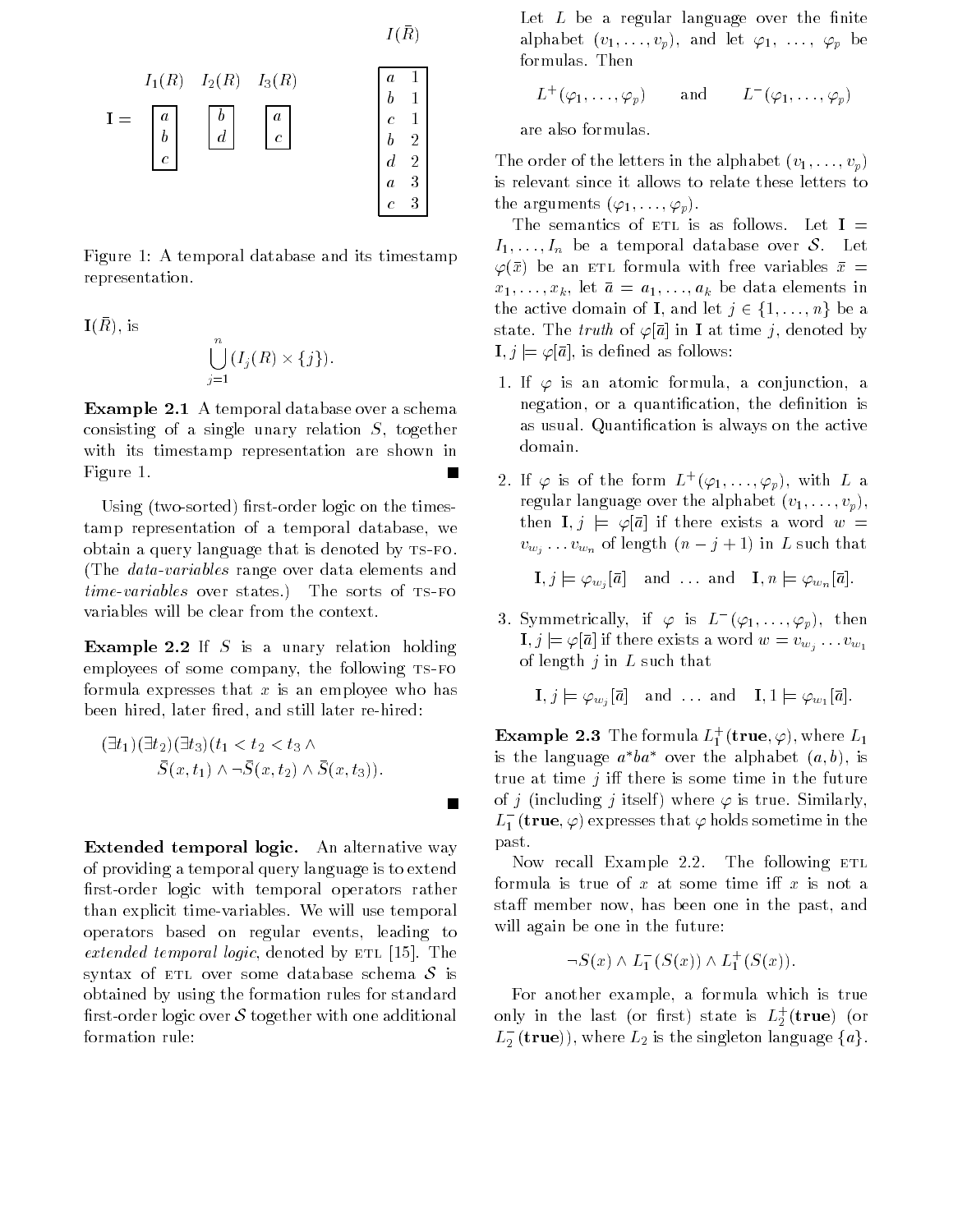$I(\bar{R})$

| | $I_1(R)$ | $I_2(R)$ | $I_3(R)$ |
|---|---|---|---|
| **I** = | $a$, $b$, $c$ | $b$, $d$ | $a$, $c$ |

| | |
|---|---|
| $a$ | 1 |
| $b$ | 1 |
| $c$ | 1 |
| $b$ | 2 |
| $d$ | 2 |
| $a$ | 3 |
| $c$ | 3 |

Figure 1: A temporal database and its timestamp representation.

$\mathbf{I}(\bar{R})$, is

$$\bigcup_{j=1}^{n} (I_j(R) \times \{j\}).$$

**Example 2.1** A temporal database over a schema consisting of a single unary relation $S$, together with its timestamp representation are shown in Figure 1. ■

Using (two-sorted) first-order logic on the timestamp representation of a temporal database, we obtain a query language that is denoted by TS-FO. (The *data-variables* range over data elements and *time-variables* over states.) The sorts of TS-FO variables will be clear from the context.

**Example 2.2** If $S$ is a unary relation holding employees of some company, the following TS-FO formula expresses that $x$ is an employee who has been hired, later fired, and still later re-hired:

$$(\exists t_1)(\exists t_2)(\exists t_3)(t_1 < t_2 < t_3 \wedge \bar{S}(x, t_1) \wedge \neg\bar{S}(x, t_2) \wedge \bar{S}(x, t_3)).$$

■

**Extended temporal logic.** An alternative way of providing a temporal query language is to extend first-order logic with temporal operators rather than explicit time-variables. We will use temporal operators based on regular events, leading to *extended temporal logic*, denoted by ETL [15]. The syntax of ETL over some database schema $\mathcal{S}$ is obtained by using the formation rules for standard first-order logic over $\mathcal{S}$ together with one additional formation rule:

Let $L$ be a regular language over the finite alphabet $(v_1, \ldots, v_p)$, and let $\varphi_1, \ldots, \varphi_p$ be formulas. Then

$$L^+(\varphi_1, \ldots, \varphi_p) \quad \text{and} \quad L^-(\varphi_1, \ldots, \varphi_p)$$

are also formulas.

The order of the letters in the alphabet $(v_1, \ldots, v_p)$ is relevant since it allows to relate these letters to the arguments $(\varphi_1, \ldots, \varphi_p)$.

The semantics of ETL is as follows. Let $\mathbf{I} = I_1, \ldots, I_n$ be a temporal database over $\mathcal{S}$. Let $\varphi(\bar{x})$ be an ETL formula with free variables $\bar{x} = x_1, \ldots, x_k$, let $\bar{a} = a_1, \ldots, a_k$ be data elements in the active domain of $\mathbf{I}$, and let $j \in \{1, \ldots, n\}$ be a state. The *truth* of $\varphi[\bar{a}]$ in $\mathbf{I}$ at time $j$, denoted by $\mathbf{I}, j \models \varphi[\bar{a}]$, is defined as follows:

1. If $\varphi$ is an atomic formula, a conjunction, a negation, or a quantification, the definition is as usual. Quantification is always on the active domain.

2. If $\varphi$ is of the form $L^+(\varphi_1, \ldots, \varphi_p)$, with $L$ a regular language over the alphabet $(v_1, \ldots, v_p)$, then $\mathbf{I}, j \models \varphi[\bar{a}]$ if there exists a word $w = v_{w_j} \ldots v_{w_n}$ of length $(n - j + 1)$ in $L$ such that

   $$\mathbf{I}, j \models \varphi_{w_j}[\bar{a}] \quad \text{and} \ \ldots \ \text{and} \quad \mathbf{I}, n \models \varphi_{w_n}[\bar{a}].$$

3. Symmetrically, if $\varphi$ is $L^-(\varphi_1, \ldots, \varphi_p)$, then $\mathbf{I}, j \models \varphi[\bar{a}]$ if there exists a word $w = v_{w_j} \ldots v_{w_1}$ of length $j$ in $L$ such that

   $$\mathbf{I}, j \models \varphi_{w_j}[\bar{a}] \quad \text{and} \ \ldots \ \text{and} \quad \mathbf{I}, 1 \models \varphi_{w_1}[\bar{a}].$$

**Example 2.3** The formula $L_1^+(\mathbf{true}, \varphi)$, where $L_1$ is the language $a^*ba^*$ over the alphabet $(a, b)$, is true at time $j$ iff there is some time in the future of $j$ (including $j$ itself) where $\varphi$ is true. Similarly, $L_1^-(\mathbf{true}, \varphi)$ expresses that $\varphi$ holds sometime in the past.

Now recall Example 2.2. The following ETL formula is true of $x$ at some time iff $x$ is not a staff member now, has been one in the past, and will again be one in the future:

$$\neg S(x) \wedge L_1^-(S(x)) \wedge L_1^+(S(x)).$$

For another example, a formula which is true only in the last (or first) state is $L_2^+(\mathbf{true})$ (or $L_2^-(\mathbf{true})$), where $L_2$ is the singleton language $\{a\}$.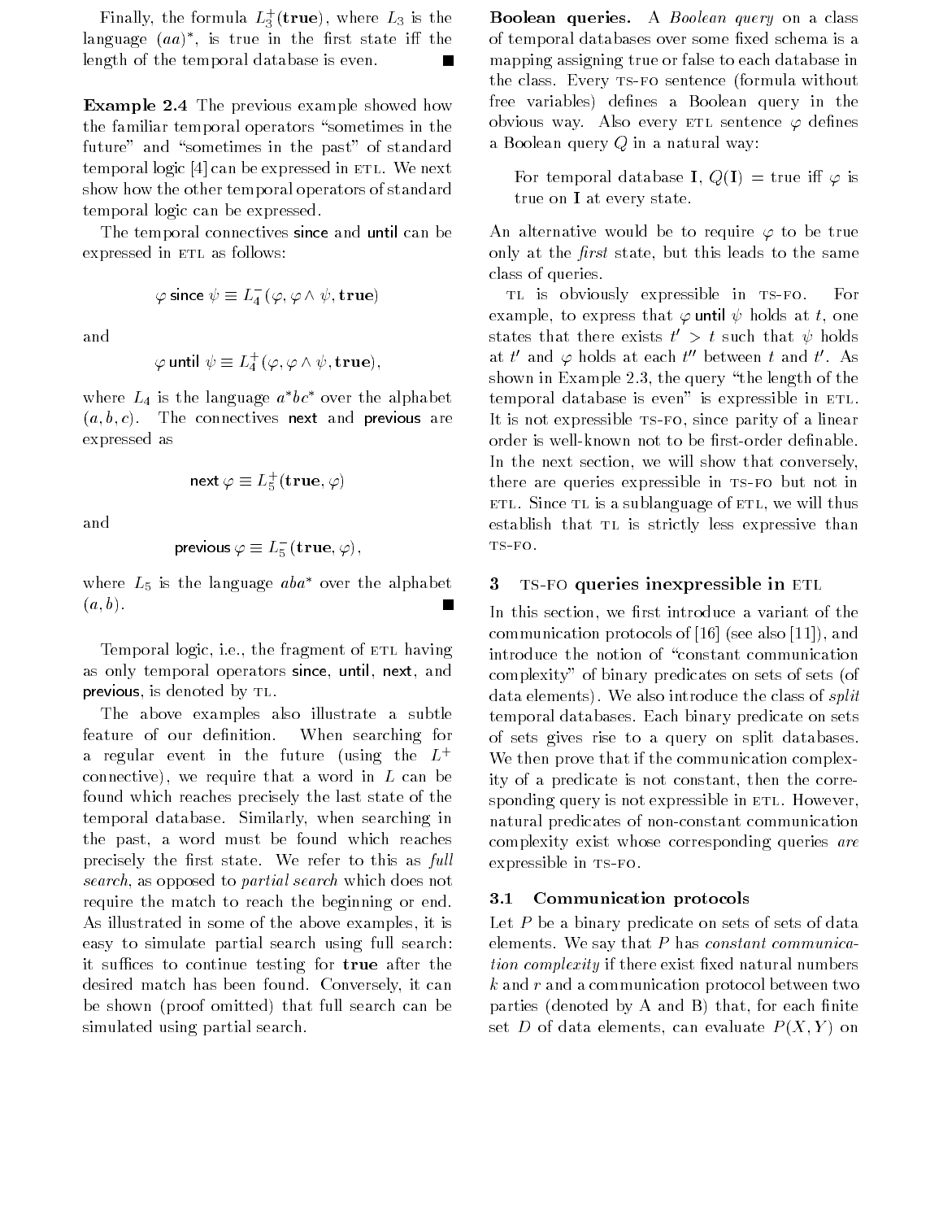Finally, the formula $L_3^+(\mathbf{true})$, where $L_3$ is the language $(aa)^*$, is true in the first state iff the length of the temporal database is even. ■

**Example 2.4** The previous example showed how the familiar temporal operators "sometimes in the future" and "sometimes in the past" of standard temporal logic [4] can be expressed in ETL. We next show how the other temporal operators of standard temporal logic can be expressed.

The temporal connectives since and until can be expressed in ETL as follows:

$$\varphi \text{ since } \psi \equiv L_4^-(\varphi, \varphi \wedge \psi, \mathbf{true})$$

and

$$\varphi \text{ until } \psi \equiv L_4^+(\varphi, \varphi \wedge \psi, \mathbf{true}),$$

where $L_4$ is the language $a^*bc^*$ over the alphabet $(a, b, c)$. The connectives next and previous are expressed as

$$\text{next } \varphi \equiv L_5^+(\mathbf{true}, \varphi)$$

and

$$\text{previous } \varphi \equiv L_5^-(\mathbf{true}, \varphi),$$

where $L_5$ is the language $aba^*$ over the alphabet $(a, b)$. ■

Temporal logic, i.e., the fragment of ETL having as only temporal operators since, until, next, and previous, is denoted by TL.

The above examples also illustrate a subtle feature of our definition. When searching for a regular event in the future (using the $L^+$ connective), we require that a word in $L$ can be found which reaches precisely the last state of the temporal database. Similarly, when searching in the past, a word must be found which reaches precisely the first state. We refer to this as *full search*, as opposed to *partial search* which does not require the match to reach the beginning or end. As illustrated in some of the above examples, it is easy to simulate partial search using full search: it suffices to continue testing for **true** after the desired match has been found. Conversely, it can be shown (proof omitted) that full search can be simulated using partial search.

**Boolean queries.** A *Boolean query* on a class of temporal databases over some fixed schema is a mapping assigning true or false to each database in the class. Every TS-FO sentence (formula without free variables) defines a Boolean query in the obvious way. Also every ETL sentence $\varphi$ defines a Boolean query $Q$ in a natural way:

> For temporal database $\mathbf{I}$, $Q(\mathbf{I})$ = true iff $\varphi$ is true on $\mathbf{I}$ at every state.

An alternative would be to require $\varphi$ to be true only at the *first* state, but this leads to the same class of queries.

TL is obviously expressible in TS-FO. For example, to express that $\varphi$ until $\psi$ holds at $t$, one states that there exists $t' > t$ such that $\psi$ holds at $t'$ and $\varphi$ holds at each $t''$ between $t$ and $t'$. As shown in Example 2.3, the query "the length of the temporal database is even" is expressible in ETL. It is not expressible TS-FO, since parity of a linear order is well-known not to be first-order definable. In the next section, we will show that conversely, there are queries expressible in TS-FO but not in ETL. Since TL is a sublanguage of ETL, we will thus establish that TL is strictly less expressive than TS-FO.

## 3 TS-FO queries inexpressible in ETL

In this section, we first introduce a variant of the communication protocols of [16] (see also [11]), and introduce the notion of "constant communication complexity" of binary predicates on sets of sets (of data elements). We also introduce the class of *split* temporal databases. Each binary predicate on sets of sets gives rise to a query on split databases. We then prove that if the communication complexity of a predicate is not constant, then the corresponding query is not expressible in ETL. However, natural predicates of non-constant communication complexity exist whose corresponding queries *are* expressible in TS-FO.

### 3.1 Communication protocols

Let $P$ be a binary predicate on sets of sets of data elements. We say that $P$ has *constant communication complexity* if there exist fixed natural numbers $k$ and $r$ and a communication protocol between two parties (denoted by A and B) that, for each finite set $D$ of data elements, can evaluate $P(X, Y)$ on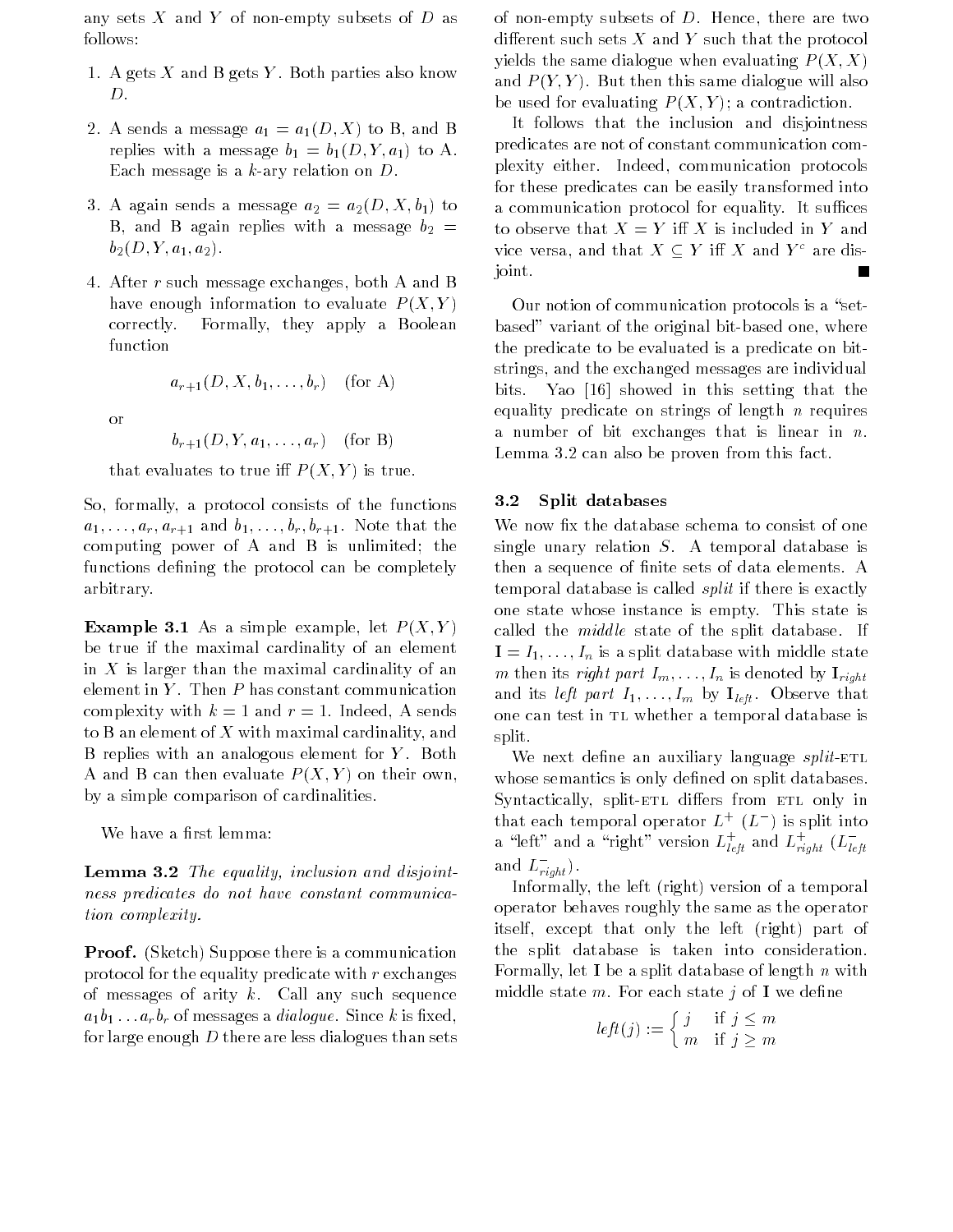any sets $X$ and $Y$ of non-empty subsets of $D$ as follows:

1. A gets $X$ and B gets $Y$. Both parties also know $D$.
2. A sends a message $a_1 = a_1(D, X)$ to B, and B replies with a message $b_1 = b_1(D, Y, a_1)$ to A. Each message is a $k$-ary relation on $D$.
3. A again sends a message $a_2 = a_2(D, X, b_1)$ to B, and B again replies with a message $b_2 = b_2(D, Y, a_1, a_2)$.
4. After $r$ such message exchanges, both A and B have enough information to evaluate $P(X, Y)$ correctly. Formally, they apply a Boolean function

$$a_{r+1}(D, X, b_1, \ldots, b_r) \quad \text{(for A)}$$

or

$$b_{r+1}(D, Y, a_1, \ldots, a_r) \quad \text{(for B)}$$

that evaluates to true iff $P(X, Y)$ is true.

So, formally, a protocol consists of the functions $a_1, \ldots, a_r, a_{r+1}$ and $b_1, \ldots, b_r, b_{r+1}$. Note that the computing power of A and B is unlimited; the functions defining the protocol can be completely arbitrary.

**Example 3.1** As a simple example, let $P(X, Y)$ be true if the maximal cardinality of an element in $X$ is larger than the maximal cardinality of an element in $Y$. Then $P$ has constant communication complexity with $k = 1$ and $r = 1$. Indeed, A sends to B an element of $X$ with maximal cardinality, and B replies with an analogous element for $Y$. Both A and B can then evaluate $P(X, Y)$ on their own, by a simple comparison of cardinalities.

We have a first lemma:

**Lemma 3.2** *The equality, inclusion and disjointness predicates do not have constant communication complexity.*

**Proof.** (Sketch) Suppose there is a communication protocol for the equality predicate with $r$ exchanges of messages of arity $k$. Call any such sequence $a_1 b_1 \ldots a_r b_r$ of messages a *dialogue*. Since $k$ is fixed, for large enough $D$ there are less dialogues than sets of non-empty subsets of $D$. Hence, there are two different such sets $X$ and $Y$ such that the protocol yields the same dialogue when evaluating $P(X, X)$ and $P(Y, Y)$. But then this same dialogue will also be used for evaluating $P(X, Y)$; a contradiction.

It follows that the inclusion and disjointness predicates are not of constant communication complexity either. Indeed, communication protocols for these predicates can be easily transformed into a communication protocol for equality. It suffices to observe that $X = Y$ iff $X$ is included in $Y$ and vice versa, and that $X \subseteq Y$ iff $X$ and $Y^c$ are disjoint. ∎

Our notion of communication protocols is a "set-based" variant of the original bit-based one, where the predicate to be evaluated is a predicate on bit-strings, and the exchanged messages are individual bits. Yao [16] showed in this setting that the equality predicate on strings of length $n$ requires a number of bit exchanges that is linear in $n$. Lemma 3.2 can also be proven from this fact.

### 3.2 Split databases

We now fix the database schema to consist of one single unary relation $S$. A temporal database is then a sequence of finite sets of data elements. A temporal database is called *split* if there is exactly one state whose instance is empty. This state is called the *middle* state of the split database. If $\mathbf{I} = I_1, \ldots, I_n$ is a split database with middle state $m$ then its *right part* $I_m, \ldots, I_n$ is denoted by $\mathbf{I}_{right}$ and its *left part* $I_1, \ldots, I_m$ by $\mathbf{I}_{left}$. Observe that one can test in TL whether a temporal database is split.

We next define an auxiliary language *split*-ETL whose semantics is only defined on split databases. Syntactically, split-ETL differs from ETL only in that each temporal operator $L^+$ ($L^-$) is split into a "left" and a "right" version $L^+_{left}$ and $L^+_{right}$ ($L^-_{left}$ and $L^-_{right}$).

Informally, the left (right) version of a temporal operator behaves roughly the same as the operator itself, except that only the left (right) part of the split database is taken into consideration. Formally, let $\mathbf{I}$ be a split database of length $n$ with middle state $m$. For each state $j$ of $\mathbf{I}$ we define

$$left(j) := \begin{cases} j & \text{if } j \leq m \\ m & \text{if } j \geq m \end{cases}$$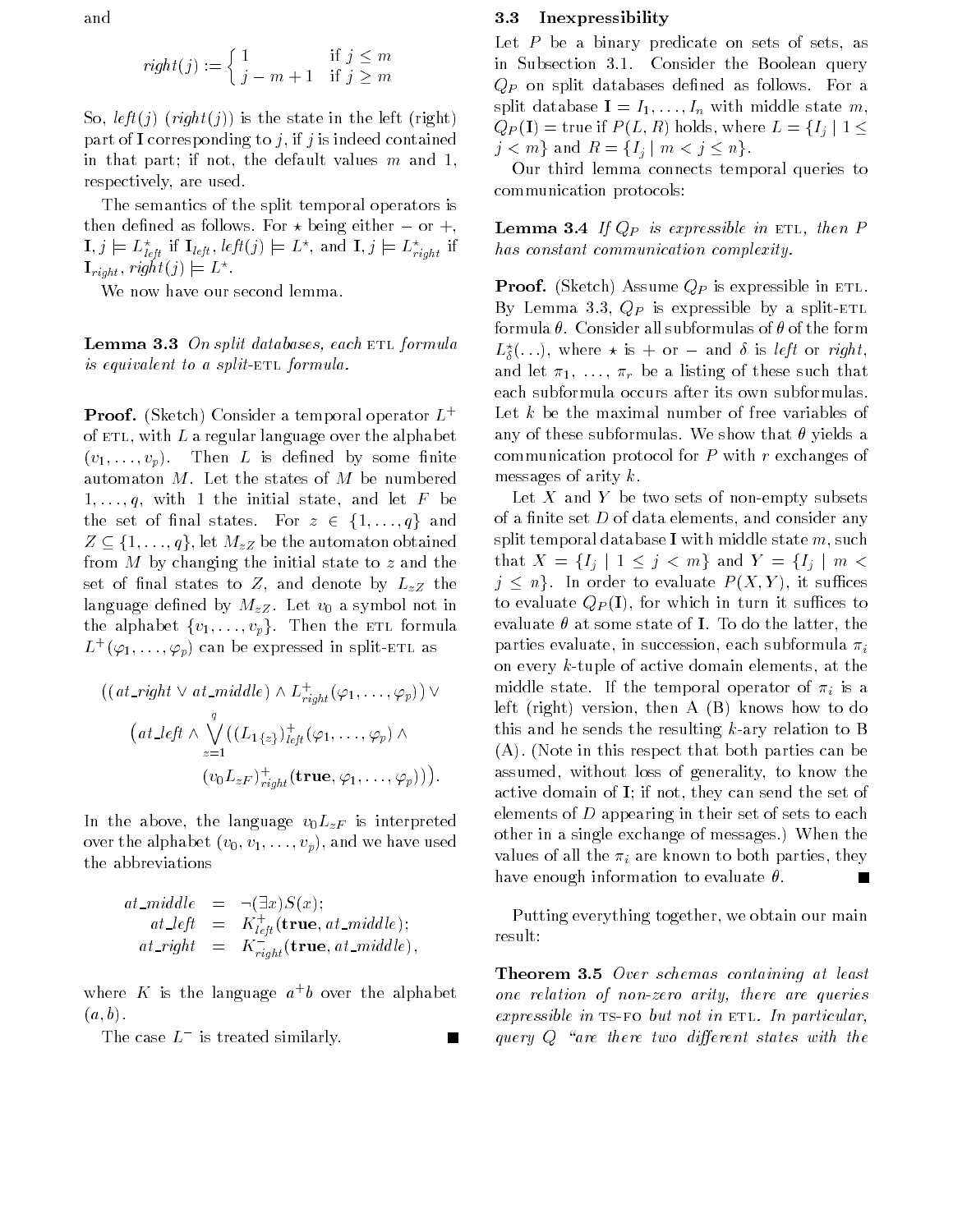and

$$right(j) := \begin{cases} 1 & \text{if } j \leq m \\ j - m + 1 & \text{if } j \geq m \end{cases}$$

So, $left(j)$ ($right(j)$) is the state in the left (right) part of $\mathbf{I}$ corresponding to $j$, if $j$ is indeed contained in that part; if not, the default values $m$ and 1, respectively, are used.

The semantics of the split temporal operators is then defined as follows. For $\star$ being either $-$ or $+$, $\mathbf{I}, j \models L^{\star}_{left}$ if $\mathbf{I}_{left}, left(j) \models L^{\star}$, and $\mathbf{I}, j \models L^{\star}_{right}$ if $\mathbf{I}_{right}, right(j) \models L^{\star}$.

We now have our second lemma.

**Lemma 3.3** *On split databases, each* ETL *formula is equivalent to a split-*ETL *formula.*

**Proof.** (Sketch) Consider a temporal operator $L^+$ of ETL, with $L$ a regular language over the alphabet $(v_1, \ldots, v_p)$. Then $L$ is defined by some finite automaton $M$. Let the states of $M$ be numbered $1, \ldots, q$, with 1 the initial state, and let $F$ be the set of final states. For $z \in \{1, \ldots, q\}$ and $Z \subseteq \{1, \ldots, q\}$, let $M_{zZ}$ be the automaton obtained from $M$ by changing the initial state to $z$ and the set of final states to $Z$, and denote by $L_{zZ}$ the language defined by $M_{zZ}$. Let $v_0$ a symbol not in the alphabet $\{v_1, \ldots, v_p\}$. Then the ETL formula $L^+(\varphi_1, \ldots, \varphi_p)$ can be expressed in split-ETL as

$$\begin{aligned} &((at\_right \vee at\_middle) \wedge L^+_{right}(\varphi_1, \ldots, \varphi_p)) \vee \\ &\big(at\_left \wedge \bigvee_{z=1}^{q} ((L_{1\{z\}})^+_{left}(\varphi_1, \ldots, \varphi_p) \wedge \\ &\qquad (v_0 L_{zF})^+_{right}(\mathbf{true}, \varphi_1, \ldots, \varphi_p))\big). \end{aligned}$$

In the above, the language $v_0 L_{zF}$ is interpreted over the alphabet $(v_0, v_1, \ldots, v_p)$, and we have used the abbreviations

$$\begin{aligned} at\_middle &= \neg(\exists x)S(x); \\ at\_left &= K^+_{left}(\mathbf{true}, at\_middle); \\ at\_right &= K^-_{right}(\mathbf{true}, at\_middle), \end{aligned}$$

where $K$ is the language $a^+b$ over the alphabet $(a, b)$.

The case $L^-$ is treated similarly. ∎

### 3.3 Inexpressibility

Let $P$ be a binary predicate on sets of sets, as in Subsection 3.1. Consider the Boolean query $Q_P$ on split databases defined as follows. For a split database $\mathbf{I} = I_1, \ldots, I_n$ with middle state $m$, $Q_P(\mathbf{I}) = \text{true}$ if $P(L, R)$ holds, where $L = \{I_j \mid 1 \leq j < m\}$ and $R = \{I_j \mid m < j \leq n\}$.

Our third lemma connects temporal queries to communication protocols:

**Lemma 3.4** *If $Q_P$ is expressible in* ETL, *then $P$ has constant communication complexity.*

**Proof.** (Sketch) Assume $Q_P$ is expressible in ETL. By Lemma 3.3, $Q_P$ is expressible by a split-ETL formula $\theta$. Consider all subformulas of $\theta$ of the form $L^{\star}_{\delta}(\ldots)$, where $\star$ is $+$ or $-$ and $\delta$ is *left* or *right*, and let $\pi_1, \ldots, \pi_r$ be a listing of these such that each subformula occurs after its own subformulas. Let $k$ be the maximal number of free variables of any of these subformulas. We show that $\theta$ yields a communication protocol for $P$ with $r$ exchanges of messages of arity $k$.

Let $X$ and $Y$ be two sets of non-empty subsets of a finite set $D$ of data elements, and consider any split temporal database $\mathbf{I}$ with middle state $m$, such that $X = \{I_j \mid 1 \leq j < m\}$ and $Y = \{I_j \mid m < j \leq n\}$. In order to evaluate $P(X, Y)$, it suffices to evaluate $Q_P(\mathbf{I})$, for which in turn it suffices to evaluate $\theta$ at some state of $\mathbf{I}$. To do the latter, the parties evaluate, in succession, each subformula $\pi_i$ on every $k$-tuple of active domain elements, at the middle state. If the temporal operator of $\pi_i$ is a left (right) version, then A (B) knows how to do this and he sends the resulting $k$-ary relation to B (A). (Note in this respect that both parties can be assumed, without loss of generality, to know the active domain of $\mathbf{I}$; if not, they can send the set of elements of $D$ appearing in their set of sets to each other in a single exchange of messages.) When the values of all the $\pi_i$ are known to both parties, they have enough information to evaluate $\theta$. ∎

Putting everything together, we obtain our main result:

**Theorem 3.5** *Over schemas containing at least one relation of non-zero arity, there are queries expressible in* TS-FO *but not in* ETL. *In particular, query $Q$ "are there two different states with the*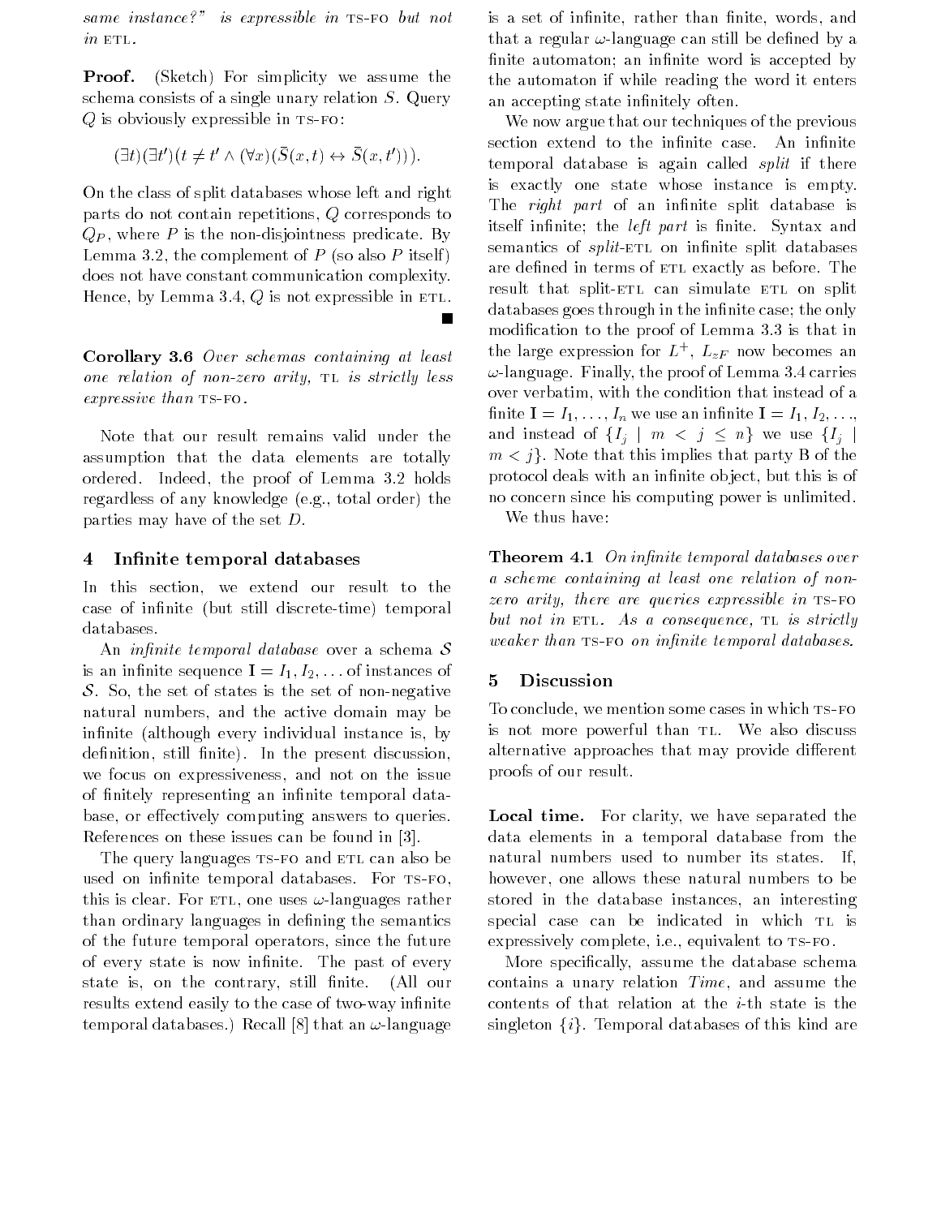*same instance?" is expressible in* TS-FO *but not in* ETL.

**Proof.** (Sketch) For simplicity we assume the schema consists of a single unary relation $S$. Query $Q$ is obviously expressible in TS-FO:

$$(\exists t)(\exists t')(t \neq t' \wedge (\forall x)(\bar{S}(x,t) \leftrightarrow \bar{S}(x,t'))).$$

On the class of split databases whose left and right parts do not contain repetitions, $Q$ corresponds to $Q_P$, where $P$ is the non-disjointness predicate. By Lemma 3.2, the complement of $P$ (so also $P$ itself) does not have constant communication complexity. Hence, by Lemma 3.4, $Q$ is not expressible in ETL. ∎

**Corollary 3.6** *Over schemas containing at least one relation of non-zero arity,* TL *is strictly less expressive than* TS-FO.

Note that our result remains valid under the assumption that the data elements are totally ordered. Indeed, the proof of Lemma 3.2 holds regardless of any knowledge (e.g., total order) the parties may have of the set $D$.

## 4 Infinite temporal databases

In this section, we extend our result to the case of infinite (but still discrete-time) temporal databases.

An *infinite temporal database* over a schema $\mathcal{S}$ is an infinite sequence $\mathbf{I} = I_1, I_2, \ldots$ of instances of $\mathcal{S}$. So, the set of states is the set of non-negative natural numbers, and the active domain may be infinite (although every individual instance is, by definition, still finite). In the present discussion, we focus on expressiveness, and not on the issue of finitely representing an infinite temporal database, or effectively computing answers to queries. References on these issues can be found in [3].

The query languages TS-FO and ETL can also be used on infinite temporal databases. For TS-FO, this is clear. For ETL, one uses $\omega$-languages rather than ordinary languages in defining the semantics of the future temporal operators, since the future of every state is now infinite. The past of every state is, on the contrary, still finite. (All our results extend easily to the case of two-way infinite temporal databases.) Recall [8] that an $\omega$-language is a set of infinite, rather than finite, words, and that a regular $\omega$-language can still be defined by a finite automaton; an infinite word is accepted by the automaton if while reading the word it enters an accepting state infinitely often.

We now argue that our techniques of the previous section extend to the infinite case. An infinite temporal database is again called *split* if there is exactly one state whose instance is empty. The *right part* of an infinite split database is itself infinite; the *left part* is finite. Syntax and semantics of *split*-ETL on infinite split databases are defined in terms of ETL exactly as before. The result that split-ETL can simulate ETL on split databases goes through in the infinite case; the only modification to the proof of Lemma 3.3 is that in the large expression for $L^+$, $L_{zF}$ now becomes an $\omega$-language. Finally, the proof of Lemma 3.4 carries over verbatim, with the condition that instead of a finite $\mathbf{I} = I_1, \ldots, I_n$ we use an infinite $\mathbf{I} = I_1, I_2, \ldots$, and instead of $\{I_j \mid m < j \leq n\}$ we use $\{I_j \mid m < j\}$. Note that this implies that party B of the protocol deals with an infinite object, but this is of no concern since his computing power is unlimited.

We thus have:

**Theorem 4.1** *On infinite temporal databases over a scheme containing at least one relation of non-zero arity, there are queries expressible in* TS-FO *but not in* ETL. *As a consequence,* TL *is strictly weaker than* TS-FO *on infinite temporal databases.*

## 5 Discussion

To conclude, we mention some cases in which TS-FO is not more powerful than TL. We also discuss alternative approaches that may provide different proofs of our result.

**Local time.** For clarity, we have separated the data elements in a temporal database from the natural numbers used to number its states. If, however, one allows these natural numbers to be stored in the database instances, an interesting special case can be indicated in which TL is expressively complete, i.e., equivalent to TS-FO.

More specifically, assume the database schema contains a unary relation *Time*, and assume the contents of that relation at the $i$-th state is the singleton $\{i\}$. Temporal databases of this kind are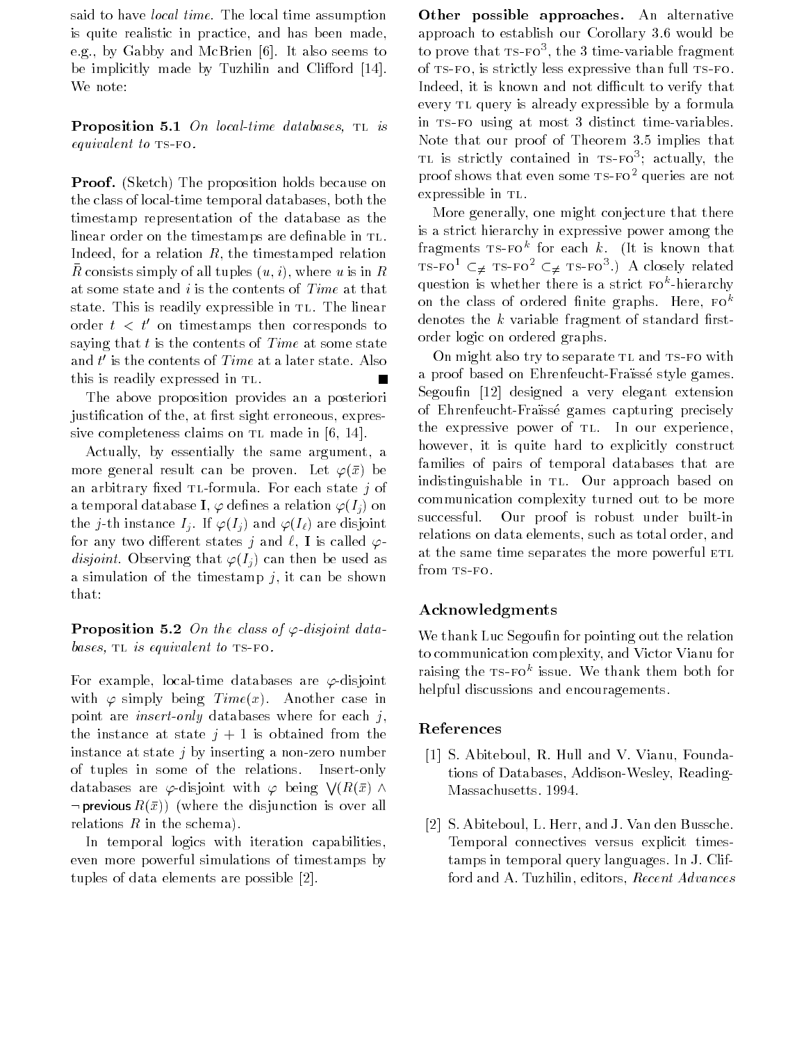said to have *local time*. The local time assumption is quite realistic in practice, and has been made, e.g., by Gabby and McBrien [6]. It also seems to be implicitly made by Tuzhilin and Clifford [14]. We note:

**Proposition 5.1** *On local-time databases,* TL *is equivalent to* TS-FO.

**Proof.** (Sketch) The proposition holds because on the class of local-time temporal databases, both the timestamp representation of the database as the linear order on the timestamps are definable in TL. Indeed, for a relation $R$, the timestamped relation $\bar{R}$ consists simply of all tuples $(u, i)$, where $u$ is in $R$ at some state and $i$ is the contents of *Time* at that state. This is readily expressible in TL. The linear order $t < t'$ on timestamps then corresponds to saying that $t$ is the contents of *Time* at some state and $t'$ is the contents of *Time* at a later state. Also this is readily expressed in TL. ∎

The above proposition provides an a posteriori justification of the, at first sight erroneous, expressive completeness claims on TL made in [6, 14].

Actually, by essentially the same argument, a more general result can be proven. Let $\varphi(\bar{x})$ be an arbitrary fixed TL-formula. For each state $j$ of a temporal database $\mathbf{I}$, $\varphi$ defines a relation $\varphi(I_j)$ on the $j$-th instance $I_j$. If $\varphi(I_j)$ and $\varphi(I_\ell)$ are disjoint for any two different states $j$ and $\ell$, $\mathbf{I}$ is called $\varphi$-*disjoint*. Observing that $\varphi(I_j)$ can then be used as a simulation of the timestamp $j$, it can be shown that:

**Proposition 5.2** *On the class of $\varphi$-disjoint databases,* TL *is equivalent to* TS-FO.

For example, local-time databases are $\varphi$-disjoint with $\varphi$ simply being $Time(x)$. Another case in point are *insert-only* databases where for each $j$, the instance at state $j+1$ is obtained from the instance at state $j$ by inserting a non-zero number of tuples in some of the relations. Insert-only databases are $\varphi$-disjoint with $\varphi$ being $\bigvee(R(\bar{x}) \wedge \neg\,\mathsf{previous}\,R(\bar{x}))$ (where the disjunction is over all relations $R$ in the schema).

In temporal logics with iteration capabilities, even more powerful simulations of timestamps by tuples of data elements are possible [2].

**Other possible approaches.** An alternative approach to establish our Corollary 3.6 would be to prove that TS-FO$^3$, the 3 time-variable fragment of TS-FO, is strictly less expressive than full TS-FO. Indeed, it is known and not difficult to verify that every TL query is already expressible by a formula in TS-FO using at most 3 distinct time-variables. Note that our proof of Theorem 3.5 implies that TL is strictly contained in TS-FO$^3$; actually, the proof shows that even some TS-FO$^2$ queries are not expressible in TL.

More generally, one might conjecture that there is a strict hierarchy in expressive power among the fragments TS-FO$^k$ for each $k$. (It is known that TS-FO$^1$ $\subsetneq$ TS-FO$^2$ $\subsetneq$ TS-FO$^3$.) A closely related question is whether there is a strict FO$^k$-hierarchy on the class of ordered finite graphs. Here, FO$^k$ denotes the $k$ variable fragment of standard first-order logic on ordered graphs.

On might also try to separate TL and TS-FO with a proof based on Ehrenfeucht-Fraïssé style games. Segoufin [12] designed a very elegant extension of Ehrenfeucht-Fraïssé games capturing precisely the expressive power of TL. In our experience, however, it is quite hard to explicitly construct families of pairs of temporal databases that are indistinguishable in TL. Our approach based on communication complexity turned out to be more successful. Our proof is robust under built-in relations on data elements, such as total order, and at the same time separates the more powerful ETL from TS-FO.

## Acknowledgments

We thank Luc Segoufin for pointing out the relation to communication complexity, and Victor Vianu for raising the TS-FO$^k$ issue. We thank them both for helpful discussions and encouragements.

## References

[1] S. Abiteboul, R. Hull and V. Vianu, Foundations of Databases, Addison-Wesley, Reading-Massachusetts. 1994.

[2] S. Abiteboul, L. Herr, and J. Van den Bussche. Temporal connectives versus explicit timestamps in temporal query languages. In J. Clifford and A. Tuzhilin, editors, *Recent Advances*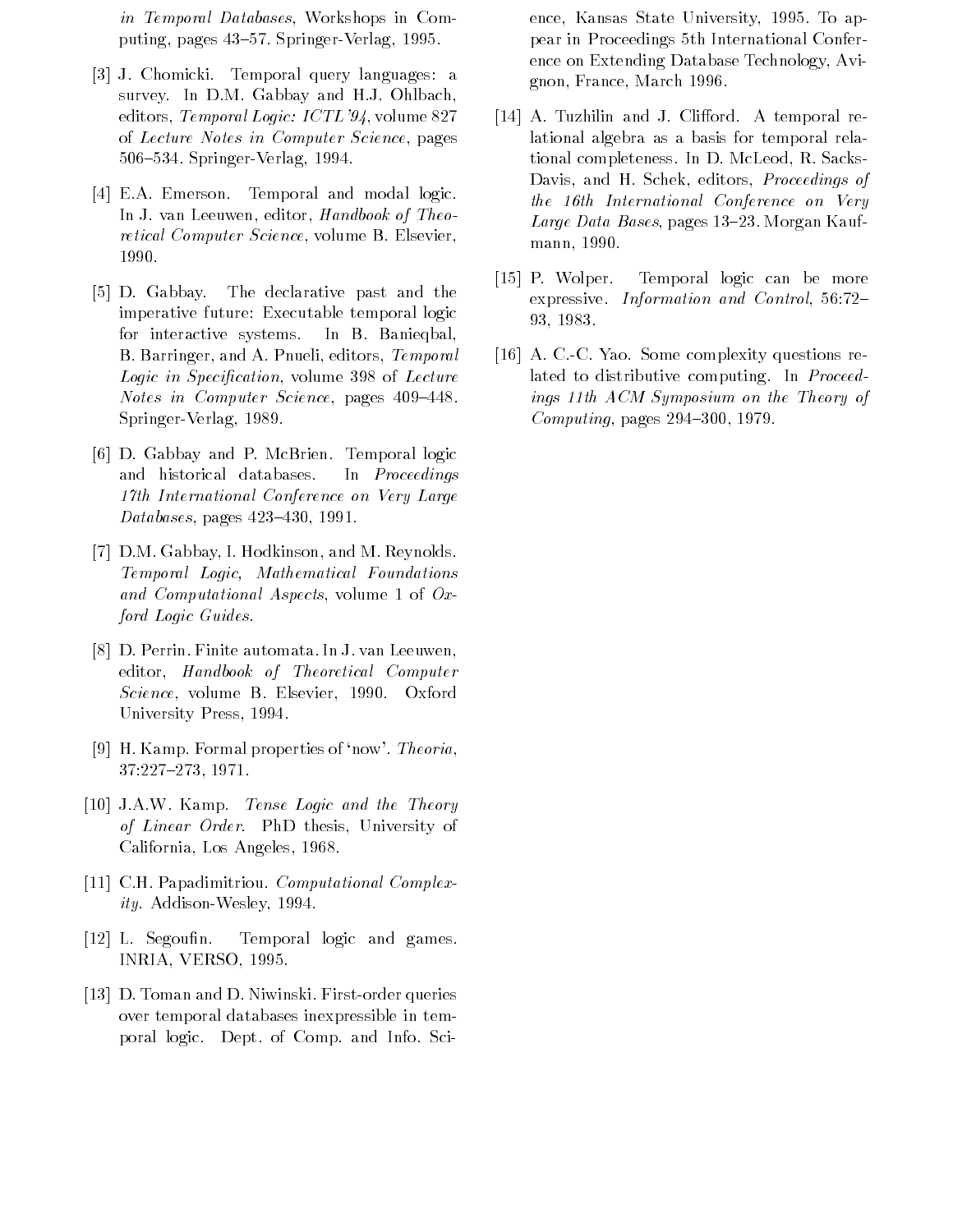*in Temporal Databases*, Workshops in Computing, pages 43–57. Springer-Verlag, 1995.

[3] J. Chomicki. Temporal query languages: a survey. In D.M. Gabbay and H.J. Ohlbach, editors, *Temporal Logic: ICTL'94*, volume 827 of *Lecture Notes in Computer Science*, pages 506–534. Springer-Verlag, 1994.

[4] E.A. Emerson. Temporal and modal logic. In J. van Leeuwen, editor, *Handbook of Theoretical Computer Science*, volume B. Elsevier, 1990.

[5] D. Gabbay. The declarative past and the imperative future: Executable temporal logic for interactive systems. In B. Banieqbal, B. Barringer, and A. Pnueli, editors, *Temporal Logic in Specification*, volume 398 of *Lecture Notes in Computer Science*, pages 409–448. Springer-Verlag, 1989.

[6] D. Gabbay and P. McBrien. Temporal logic and historical databases. In *Proceedings 17th International Conference on Very Large Databases*, pages 423–430, 1991.

[7] D.M. Gabbay, I. Hodkinson, and M. Reynolds. *Temporal Logic, Mathematical Foundations and Computational Aspects*, volume 1 of *Oxford Logic Guides*.

[8] D. Perrin. Finite automata. In J. van Leeuwen, editor, *Handbook of Theoretical Computer Science*, volume B. Elsevier, 1990. Oxford University Press, 1994.

[9] H. Kamp. Formal properties of 'now'. *Theoria*, 37:227–273, 1971.

[10] J.A.W. Kamp. *Tense Logic and the Theory of Linear Order*. PhD thesis, University of California, Los Angeles, 1968.

[11] C.H. Papadimitriou. *Computational Complexity*. Addison-Wesley, 1994.

[12] L. Segoufin. Temporal logic and games. INRIA, VERSO, 1995.

[13] D. Toman and D. Niwinski. First-order queries over temporal databases inexpressible in temporal logic. Dept. of Comp. and Info. Science, Kansas State University, 1995. To appear in Proceedings 5th International Conference on Extending Database Technology, Avignon, France, March 1996.

[14] A. Tuzhilin and J. Clifford. A temporal relational algebra as a basis for temporal relational completeness. In D. McLeod, R. Sacks-Davis, and H. Schek, editors, *Proceedings of the 16th International Conference on Very Large Data Bases*, pages 13–23. Morgan Kaufmann, 1990.

[15] P. Wolper. Temporal logic can be more expressive. *Information and Control*, 56:72–93, 1983.

[16] A. C.-C. Yao. Some complexity questions related to distributive computing. In *Proceedings 11th ACM Symposium on the Theory of Computing*, pages 294–300, 1979.